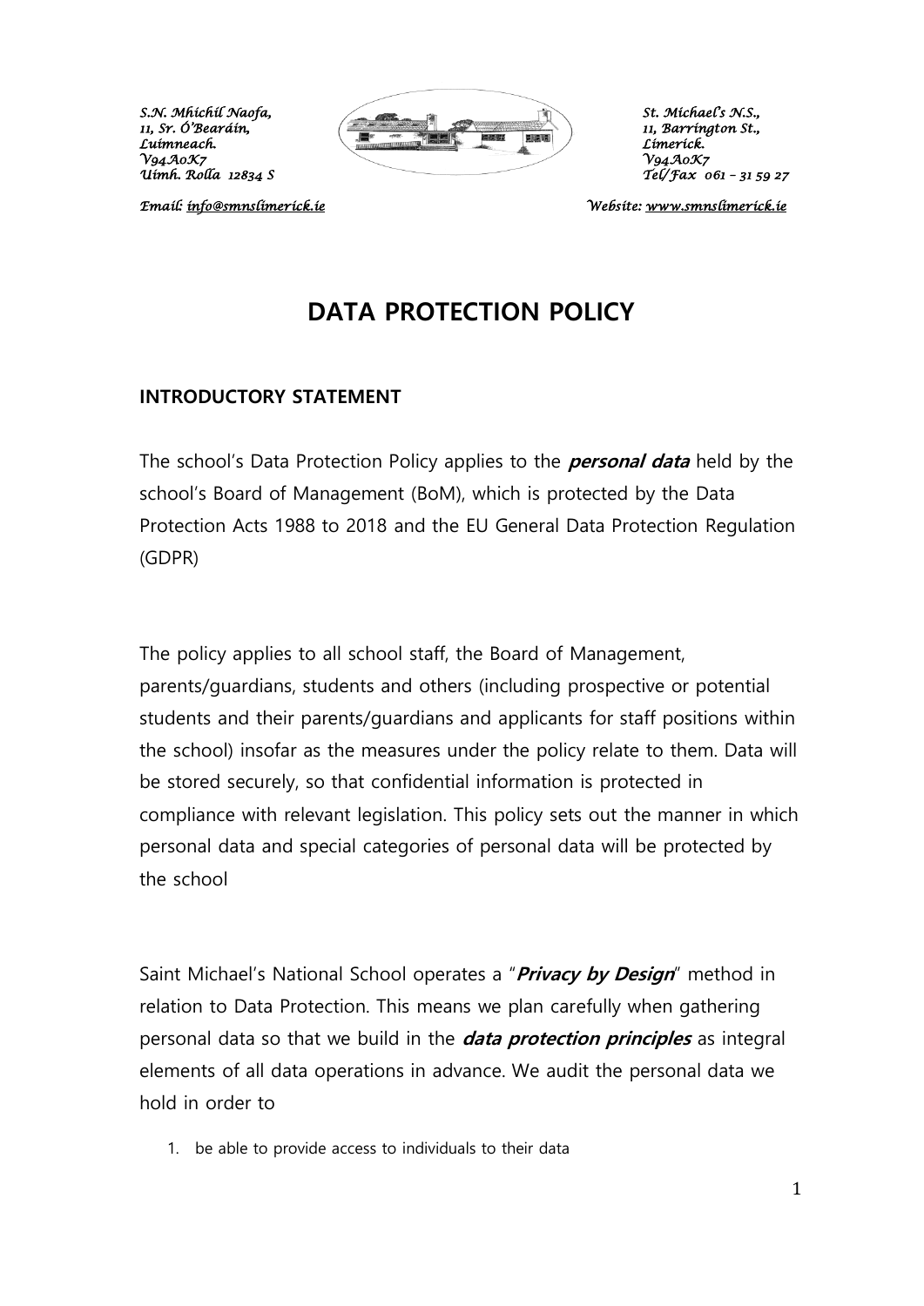*S.N. Mhichíl Naofa,*
*11, Sr. Ó'Bearáin,*
*Luimneach.*
*V94A0K7*
*Uimh. Rolla 12834 S*

*St. Michael's N.S.,*
*11, Barrington St.,*
*Limerick.*
*V94A0K7*
*Tel/Fax 061 – 31 59 27*

*Email: info@smnslimerick.ie* *Website: www.smnslimerick.ie*

# DATA PROTECTION POLICY

## INTRODUCTORY STATEMENT

The school's Data Protection Policy applies to the ***personal data*** held by the school's Board of Management (BoM), which is protected by the Data Protection Acts 1988 to 2018 and the EU General Data Protection Regulation (GDPR)

The policy applies to all school staff, the Board of Management, parents/guardians, students and others (including prospective or potential students and their parents/guardians and applicants for staff positions within the school) insofar as the measures under the policy relate to them. Data will be stored securely, so that confidential information is protected in compliance with relevant legislation. This policy sets out the manner in which personal data and special categories of personal data will be protected by the school

Saint Michael's National School operates a "***Privacy by Design***" method in relation to Data Protection. This means we plan carefully when gathering personal data so that we build in the ***data protection principles*** as integral elements of all data operations in advance. We audit the personal data we hold in order to

1. be able to provide access to individuals to their data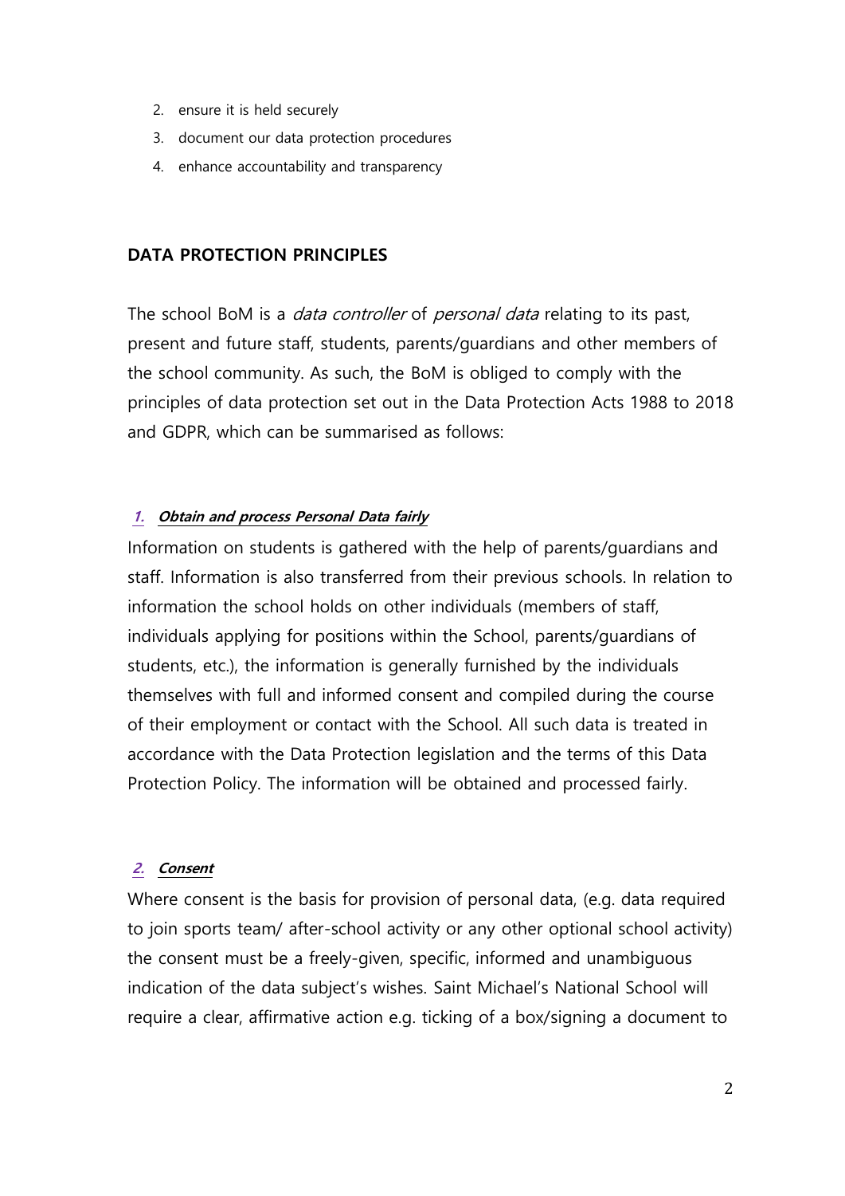2. ensure it is held securely
3. document our data protection procedures
4. enhance accountability and transparency

## DATA PROTECTION PRINCIPLES

The school BoM is a *data controller* of *personal data* relating to its past, present and future staff, students, parents/guardians and other members of the school community. As such, the BoM is obliged to comply with the principles of data protection set out in the Data Protection Acts 1988 to 2018 and GDPR, which can be summarised as follows:

### 1. ***Obtain and process Personal Data fairly***

Information on students is gathered with the help of parents/guardians and staff. Information is also transferred from their previous schools. In relation to information the school holds on other individuals (members of staff, individuals applying for positions within the School, parents/guardians of students, etc.), the information is generally furnished by the individuals themselves with full and informed consent and compiled during the course of their employment or contact with the School. All such data is treated in accordance with the Data Protection legislation and the terms of this Data Protection Policy. The information will be obtained and processed fairly.

### 2. ***Consent***

Where consent is the basis for provision of personal data, (e.g. data required to join sports team/ after-school activity or any other optional school activity) the consent must be a freely-given, specific, informed and unambiguous indication of the data subject's wishes. Saint Michael's National School will require a clear, affirmative action e.g. ticking of a box/signing a document to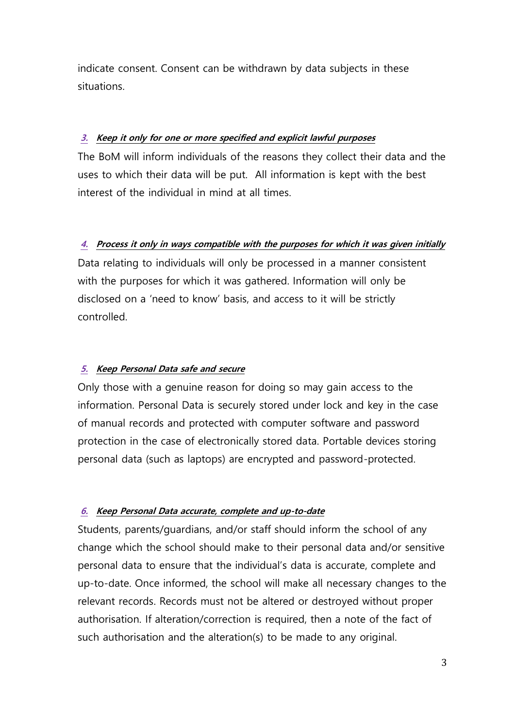indicate consent. Consent can be withdrawn by data subjects in these situations.

### 3. ***Keep it only for one or more specified and explicit lawful purposes***

The BoM will inform individuals of the reasons they collect their data and the uses to which their data will be put. All information is kept with the best interest of the individual in mind at all times.

### 4. ***Process it only in ways compatible with the purposes for which it was given initially***

Data relating to individuals will only be processed in a manner consistent with the purposes for which it was gathered. Information will only be disclosed on a 'need to know' basis, and access to it will be strictly controlled.

### 5. ***Keep Personal Data safe and secure***

Only those with a genuine reason for doing so may gain access to the information. Personal Data is securely stored under lock and key in the case of manual records and protected with computer software and password protection in the case of electronically stored data. Portable devices storing personal data (such as laptops) are encrypted and password-protected.

### 6. ***Keep Personal Data accurate, complete and up-to-date***

Students, parents/guardians, and/or staff should inform the school of any change which the school should make to their personal data and/or sensitive personal data to ensure that the individual's data is accurate, complete and up-to-date. Once informed, the school will make all necessary changes to the relevant records. Records must not be altered or destroyed without proper authorisation. If alteration/correction is required, then a note of the fact of such authorisation and the alteration(s) to be made to any original.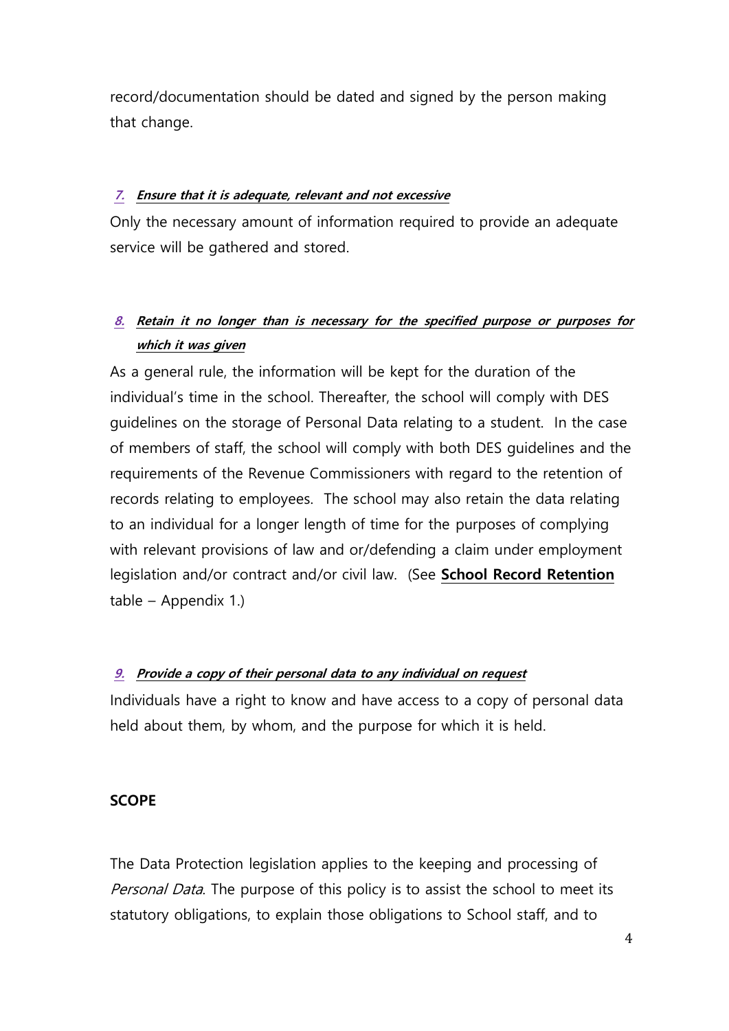record/documentation should be dated and signed by the person making that change.

7. ***Ensure that it is adequate, relevant and not excessive***

Only the necessary amount of information required to provide an adequate service will be gathered and stored.

8. ***Retain it no longer than is necessary for the specified purpose or purposes for which it was given***

As a general rule, the information will be kept for the duration of the individual's time in the school. Thereafter, the school will comply with DES guidelines on the storage of Personal Data relating to a student. In the case of members of staff, the school will comply with both DES guidelines and the requirements of the Revenue Commissioners with regard to the retention of records relating to employees. The school may also retain the data relating to an individual for a longer length of time for the purposes of complying with relevant provisions of law and or/defending a claim under employment legislation and/or contract and/or civil law. (See **School Record Retention** table – Appendix 1.)

9. ***Provide a copy of their personal data to any individual on request***

Individuals have a right to know and have access to a copy of personal data held about them, by whom, and the purpose for which it is held.

**SCOPE**

The Data Protection legislation applies to the keeping and processing of *Personal Data*. The purpose of this policy is to assist the school to meet its statutory obligations, to explain those obligations to School staff, and to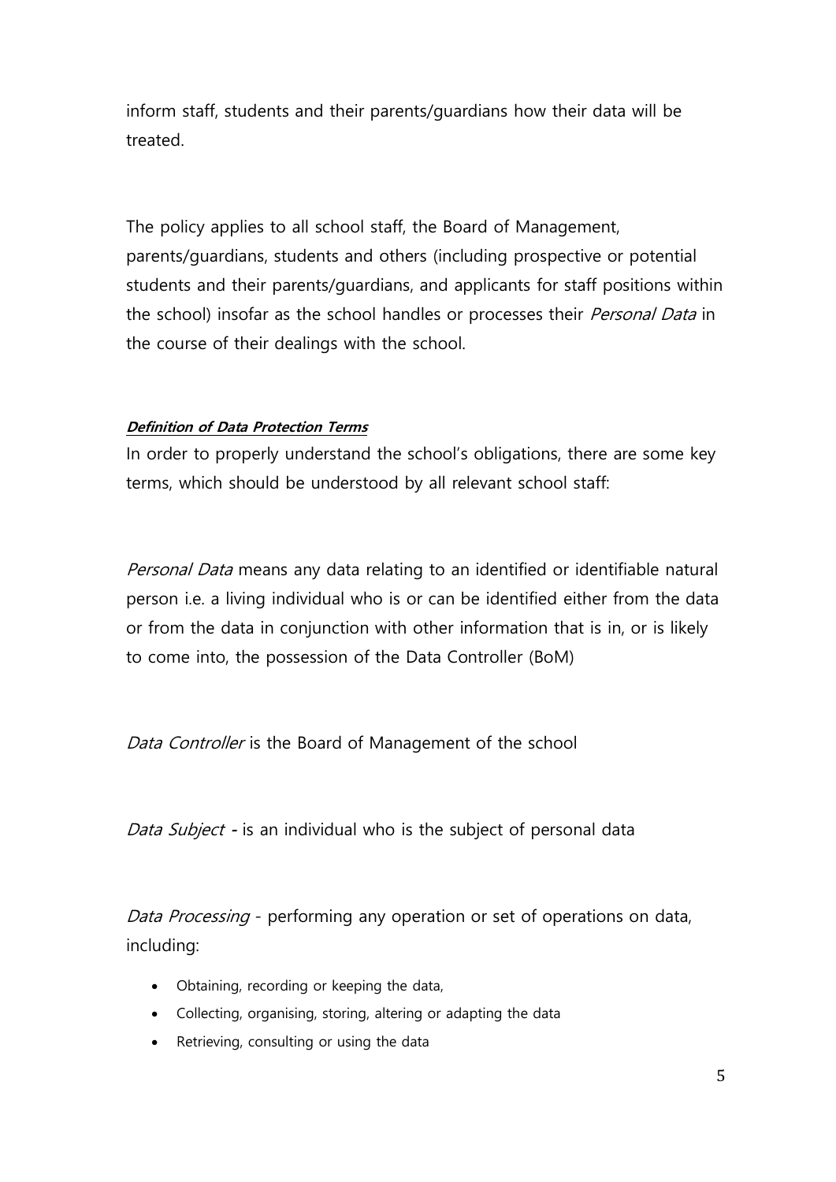inform staff, students and their parents/guardians how their data will be treated.

The policy applies to all school staff, the Board of Management, parents/guardians, students and others (including prospective or potential students and their parents/guardians, and applicants for staff positions within the school) insofar as the school handles or processes their *Personal Data* in the course of their dealings with the school.

***Definition of Data Protection Terms***

In order to properly understand the school's obligations, there are some key terms, which should be understood by all relevant school staff:

*Personal Data* means any data relating to an identified or identifiable natural person i.e. a living individual who is or can be identified either from the data or from the data in conjunction with other information that is in, or is likely to come into, the possession of the Data Controller (BoM)

*Data Controller* is the Board of Management of the school

*Data Subject* **-** is an individual who is the subject of personal data

*Data Processing* - performing any operation or set of operations on data, including:

- Obtaining, recording or keeping the data,
- Collecting, organising, storing, altering or adapting the data
- Retrieving, consulting or using the data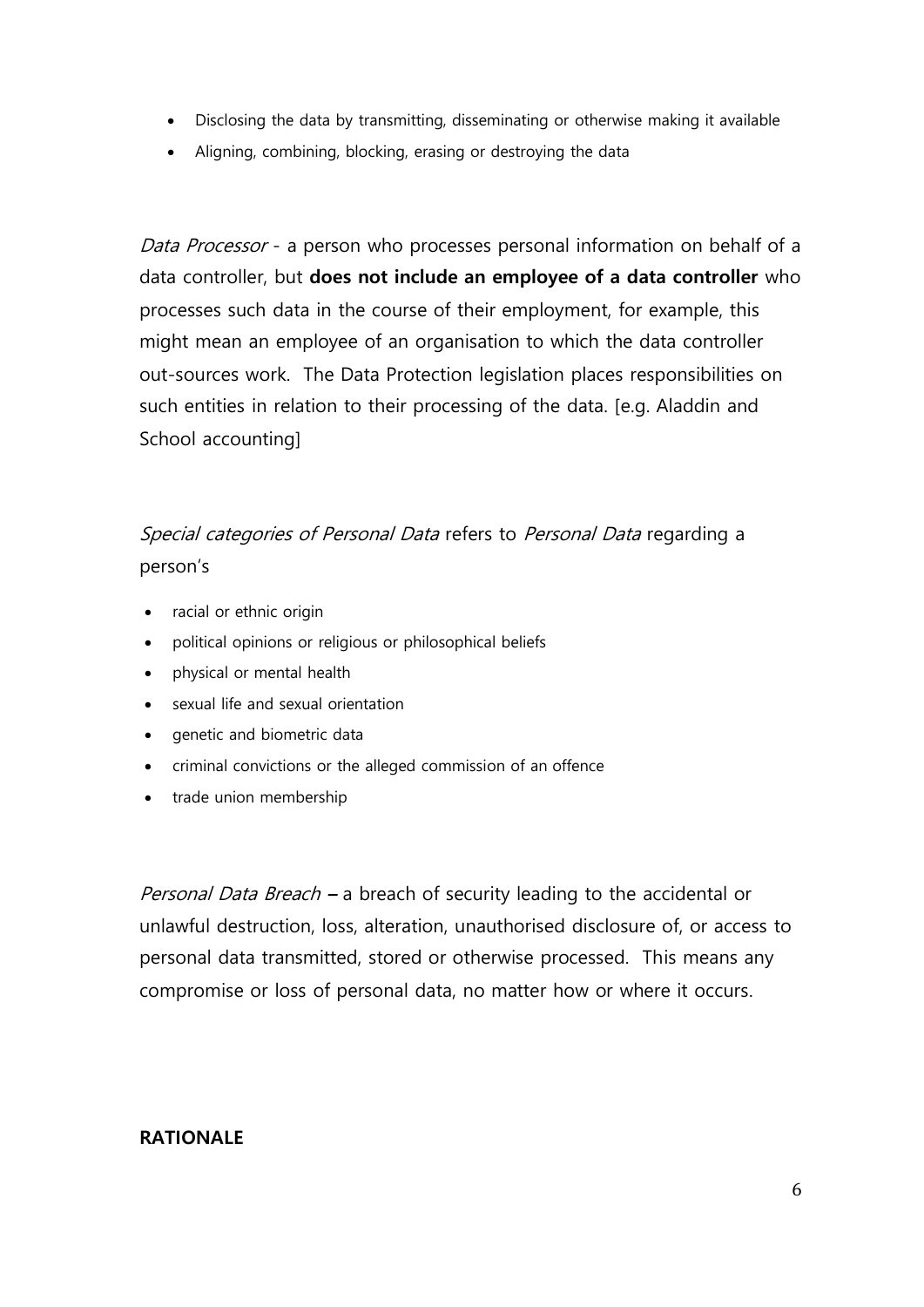- Disclosing the data by transmitting, disseminating or otherwise making it available
- Aligning, combining, blocking, erasing or destroying the data

*Data Processor* - a person who processes personal information on behalf of a data controller, but **does not include an employee of a data controller** who processes such data in the course of their employment, for example, this might mean an employee of an organisation to which the data controller out-sources work. The Data Protection legislation places responsibilities on such entities in relation to their processing of the data. [e.g. Aladdin and School accounting]

*Special categories of Personal Data* refers to *Personal Data* regarding a person's

- racial or ethnic origin
- political opinions or religious or philosophical beliefs
- physical or mental health
- sexual life and sexual orientation
- genetic and biometric data
- criminal convictions or the alleged commission of an offence
- trade union membership

*Personal Data Breach* **–** a breach of security leading to the accidental or unlawful destruction, loss, alteration, unauthorised disclosure of, or access to personal data transmitted, stored or otherwise processed. This means any compromise or loss of personal data, no matter how or where it occurs.

**RATIONALE**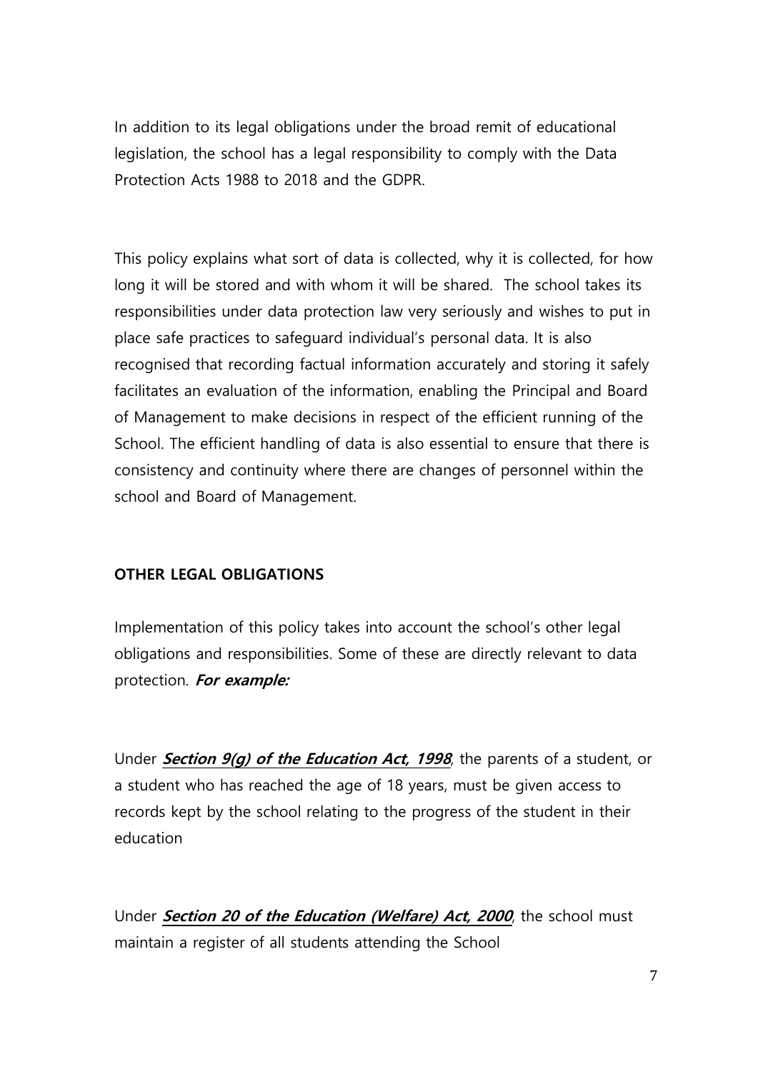In addition to its legal obligations under the broad remit of educational legislation, the school has a legal responsibility to comply with the Data Protection Acts 1988 to 2018 and the GDPR.

This policy explains what sort of data is collected, why it is collected, for how long it will be stored and with whom it will be shared. The school takes its responsibilities under data protection law very seriously and wishes to put in place safe practices to safeguard individual's personal data. It is also recognised that recording factual information accurately and storing it safely facilitates an evaluation of the information, enabling the Principal and Board of Management to make decisions in respect of the efficient running of the School. The efficient handling of data is also essential to ensure that there is consistency and continuity where there are changes of personnel within the school and Board of Management.

**OTHER LEGAL OBLIGATIONS**

Implementation of this policy takes into account the school's other legal obligations and responsibilities. Some of these are directly relevant to data protection. ***For example:***

Under ***Section 9(g) of the Education Act, 1998***, the parents of a student, or a student who has reached the age of 18 years, must be given access to records kept by the school relating to the progress of the student in their education

Under ***Section 20 of the Education (Welfare) Act, 2000***, the school must maintain a register of all students attending the School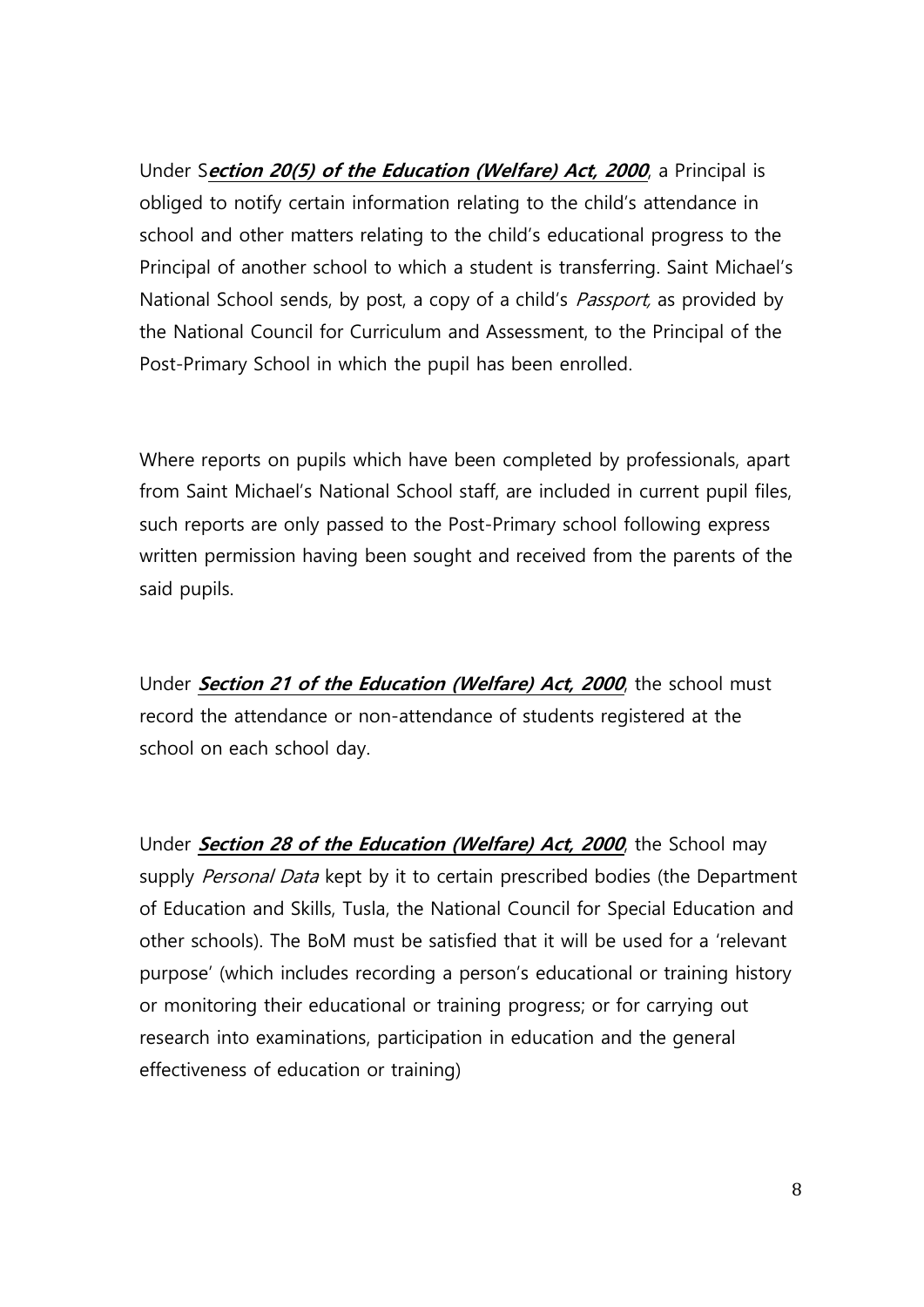Under S***ection 20(5) of the Education (Welfare) Act, 2000***, a Principal is obliged to notify certain information relating to the child's attendance in school and other matters relating to the child's educational progress to the Principal of another school to which a student is transferring. Saint Michael's National School sends, by post, a copy of a child's *Passport,* as provided by the National Council for Curriculum and Assessment, to the Principal of the Post-Primary School in which the pupil has been enrolled.

Where reports on pupils which have been completed by professionals, apart from Saint Michael's National School staff, are included in current pupil files, such reports are only passed to the Post-Primary school following express written permission having been sought and received from the parents of the said pupils.

Under ***Section 21 of the Education (Welfare) Act, 2000***, the school must record the attendance or non-attendance of students registered at the school on each school day.

Under ***Section 28 of the Education (Welfare) Act, 2000***, the School may supply *Personal Data* kept by it to certain prescribed bodies (the Department of Education and Skills, Tusla, the National Council for Special Education and other schools). The BoM must be satisfied that it will be used for a 'relevant purpose' (which includes recording a person's educational or training history or monitoring their educational or training progress; or for carrying out research into examinations, participation in education and the general effectiveness of education or training)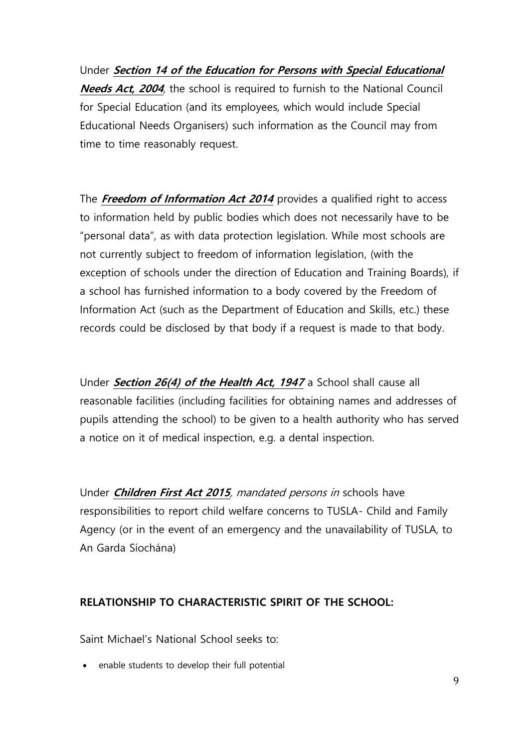Under ***Section 14 of the Education for Persons with Special Educational Needs Act, 2004***, the school is required to furnish to the National Council for Special Education (and its employees, which would include Special Educational Needs Organisers) such information as the Council may from time to time reasonably request.

The ***Freedom of Information Act 2014*** provides a qualified right to access to information held by public bodies which does not necessarily have to be "personal data", as with data protection legislation. While most schools are not currently subject to freedom of information legislation, (with the exception of schools under the direction of Education and Training Boards), if a school has furnished information to a body covered by the Freedom of Information Act (such as the Department of Education and Skills, etc.) these records could be disclosed by that body if a request is made to that body.

Under ***Section 26(4) of the Health Act, 1947*** a School shall cause all reasonable facilities (including facilities for obtaining names and addresses of pupils attending the school) to be given to a health authority who has served a notice on it of medical inspection, e.g. a dental inspection.

Under ***Children First Act 2015***, *mandated persons in* schools have responsibilities to report child welfare concerns to TUSLA- Child and Family Agency (or in the event of an emergency and the unavailability of TUSLA, to An Garda Síochána)

**RELATIONSHIP TO CHARACTERISTIC SPIRIT OF THE SCHOOL:**

Saint Michael's National School seeks to:

- enable students to develop their full potential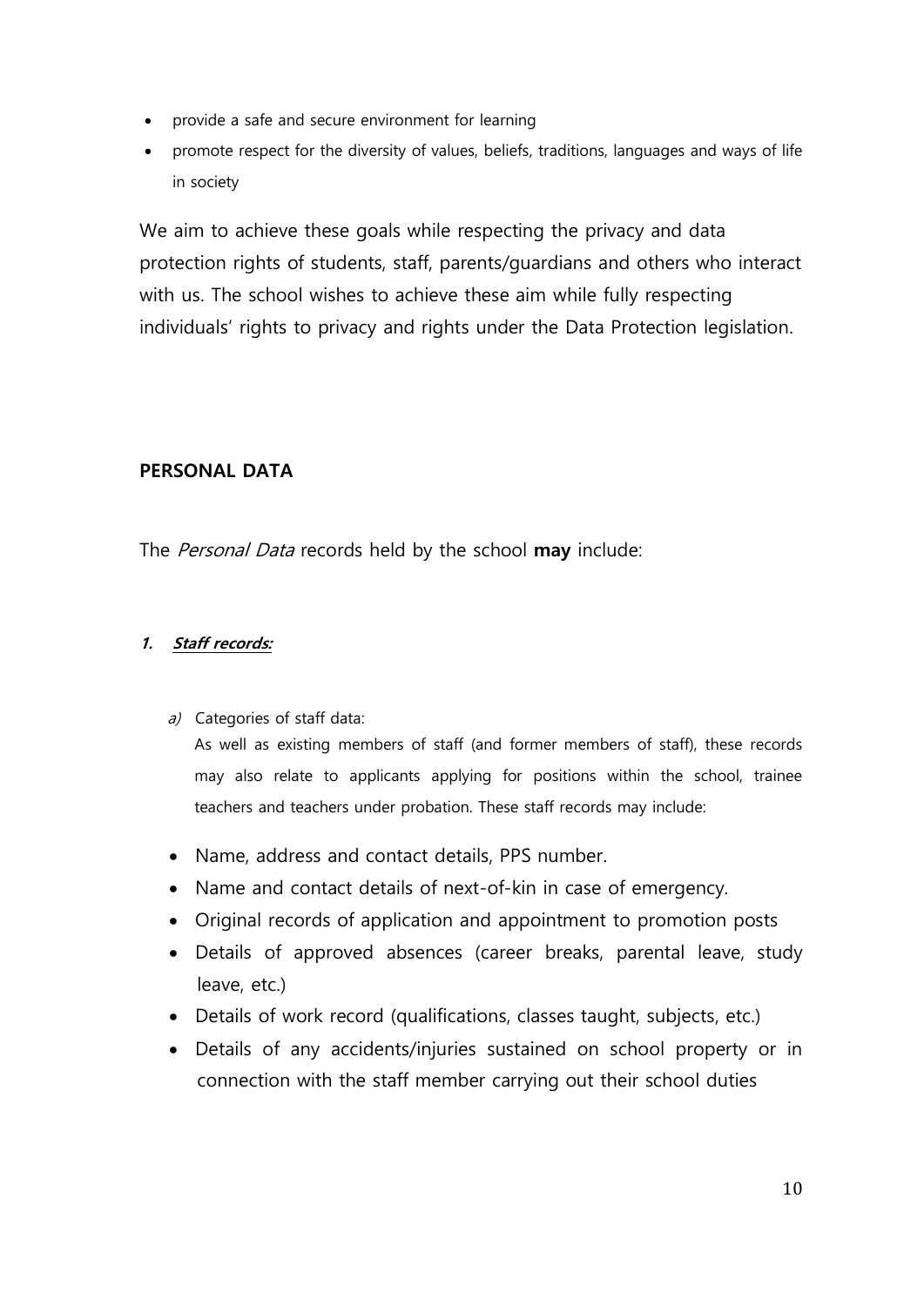- provide a safe and secure environment for learning
- promote respect for the diversity of values, beliefs, traditions, languages and ways of life in society

We aim to achieve these goals while respecting the privacy and data protection rights of students, staff, parents/guardians and others who interact with us. The school wishes to achieve these aim while fully respecting individuals' rights to privacy and rights under the Data Protection legislation.

## PERSONAL DATA

The *Personal Data* records held by the school **may** include:

### 1. ***Staff records:***

*a)* Categories of staff data:
As well as existing members of staff (and former members of staff), these records may also relate to applicants applying for positions within the school, trainee teachers and teachers under probation. These staff records may include:

- Name, address and contact details, PPS number.
- Name and contact details of next-of-kin in case of emergency.
- Original records of application and appointment to promotion posts
- Details of approved absences (career breaks, parental leave, study leave, etc.)
- Details of work record (qualifications, classes taught, subjects, etc.)
- Details of any accidents/injuries sustained on school property or in connection with the staff member carrying out their school duties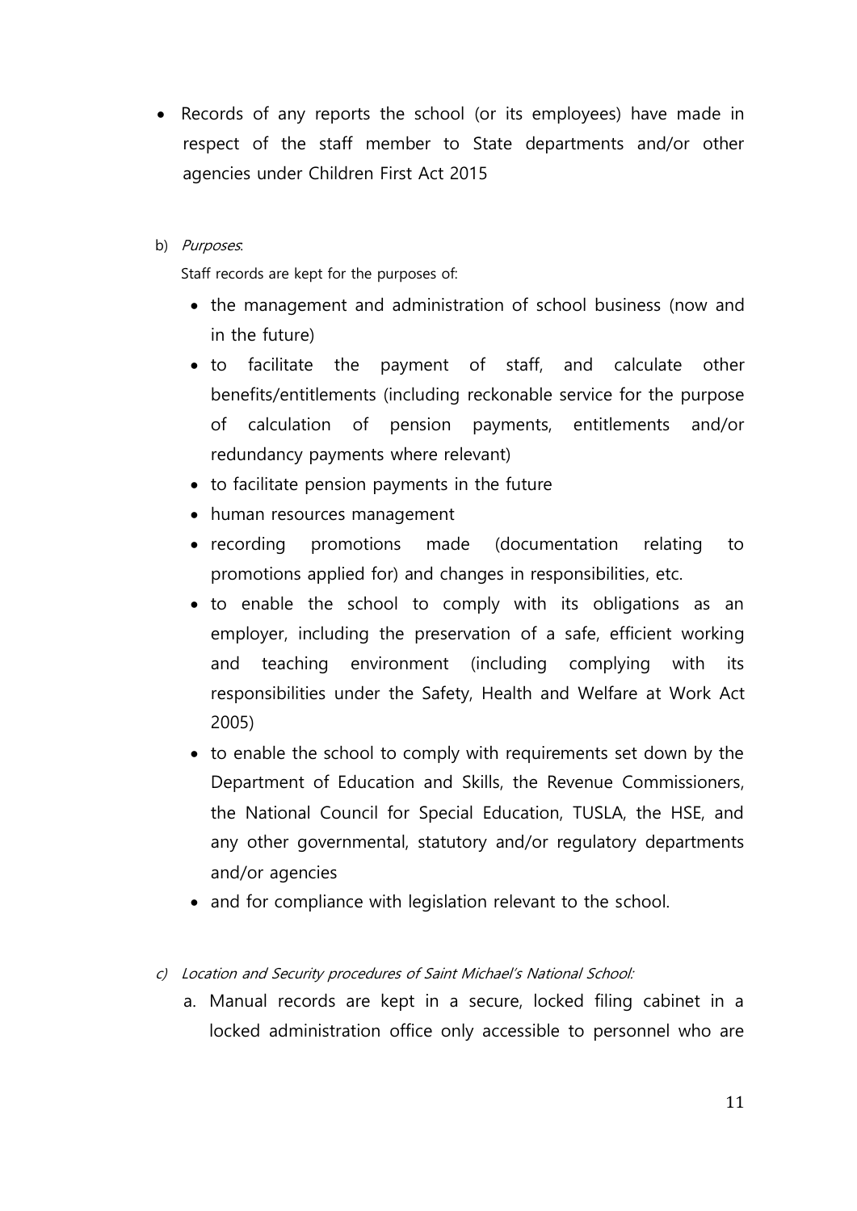- Records of any reports the school (or its employees) have made in respect of the staff member to State departments and/or other agencies under Children First Act 2015

b) *Purposes*:

Staff records are kept for the purposes of:

- the management and administration of school business (now and in the future)
- to facilitate the payment of staff, and calculate other benefits/entitlements (including reckonable service for the purpose of calculation of pension payments, entitlements and/or redundancy payments where relevant)
- to facilitate pension payments in the future
- human resources management
- recording promotions made (documentation relating to promotions applied for) and changes in responsibilities, etc.
- to enable the school to comply with its obligations as an employer, including the preservation of a safe, efficient working and teaching environment (including complying with its responsibilities under the Safety, Health and Welfare at Work Act 2005)
- to enable the school to comply with requirements set down by the Department of Education and Skills, the Revenue Commissioners, the National Council for Special Education, TUSLA, the HSE, and any other governmental, statutory and/or regulatory departments and/or agencies
- and for compliance with legislation relevant to the school.

c) *Location and Security procedures of Saint Michael's National School:*

a. Manual records are kept in a secure, locked filing cabinet in a locked administration office only accessible to personnel who are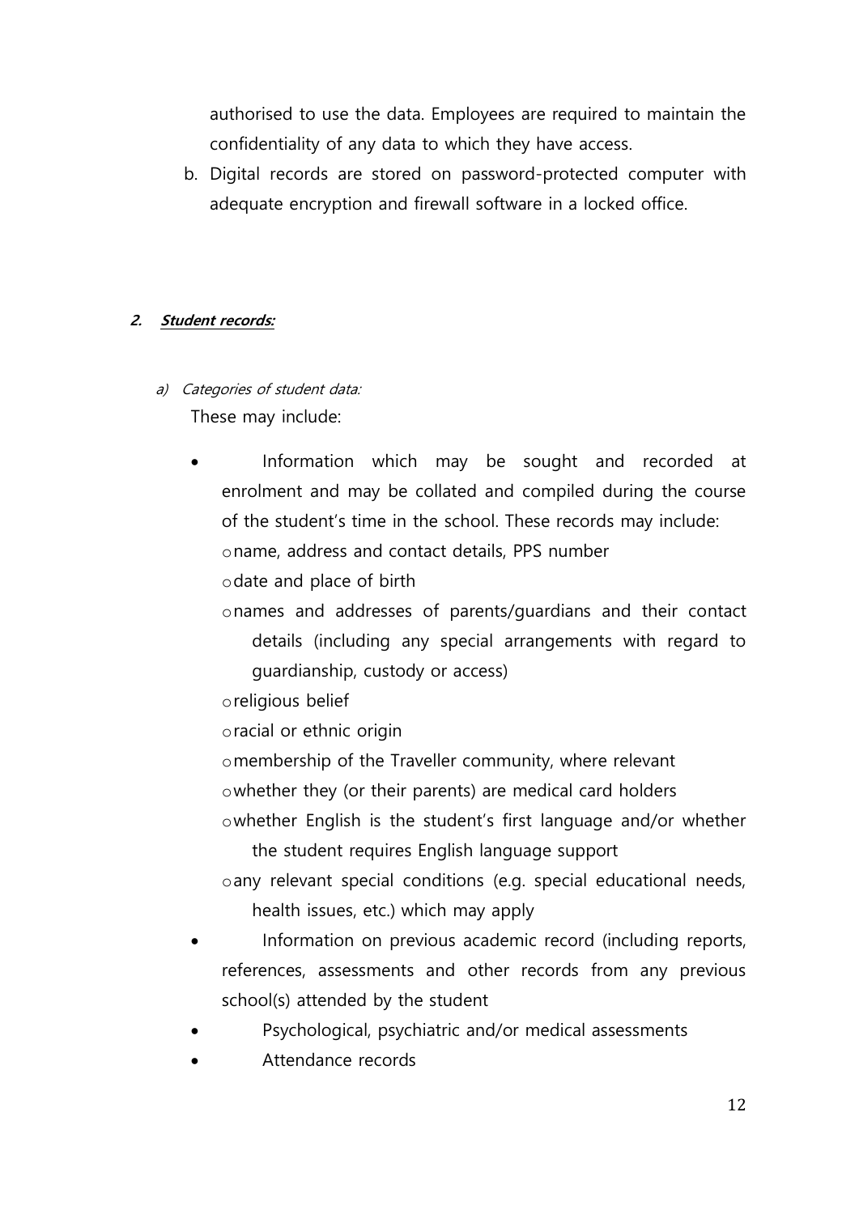authorised to use the data. Employees are required to maintain the confidentiality of any data to which they have access.

b. Digital records are stored on password-protected computer with adequate encryption and firewall software in a locked office.

## 2. ***Student records:***

*a) Categories of student data:*

These may include:

- Information which may be sought and recorded at enrolment and may be collated and compiled during the course of the student's time in the school. These records may include:
  - name, address and contact details, PPS number
  - date and place of birth
  - names and addresses of parents/guardians and their contact details (including any special arrangements with regard to guardianship, custody or access)
  - religious belief
  - racial or ethnic origin
  - membership of the Traveller community, where relevant
  - whether they (or their parents) are medical card holders
  - whether English is the student's first language and/or whether the student requires English language support
  - any relevant special conditions (e.g. special educational needs, health issues, etc.) which may apply
- Information on previous academic record (including reports, references, assessments and other records from any previous school(s) attended by the student
- Psychological, psychiatric and/or medical assessments
- Attendance records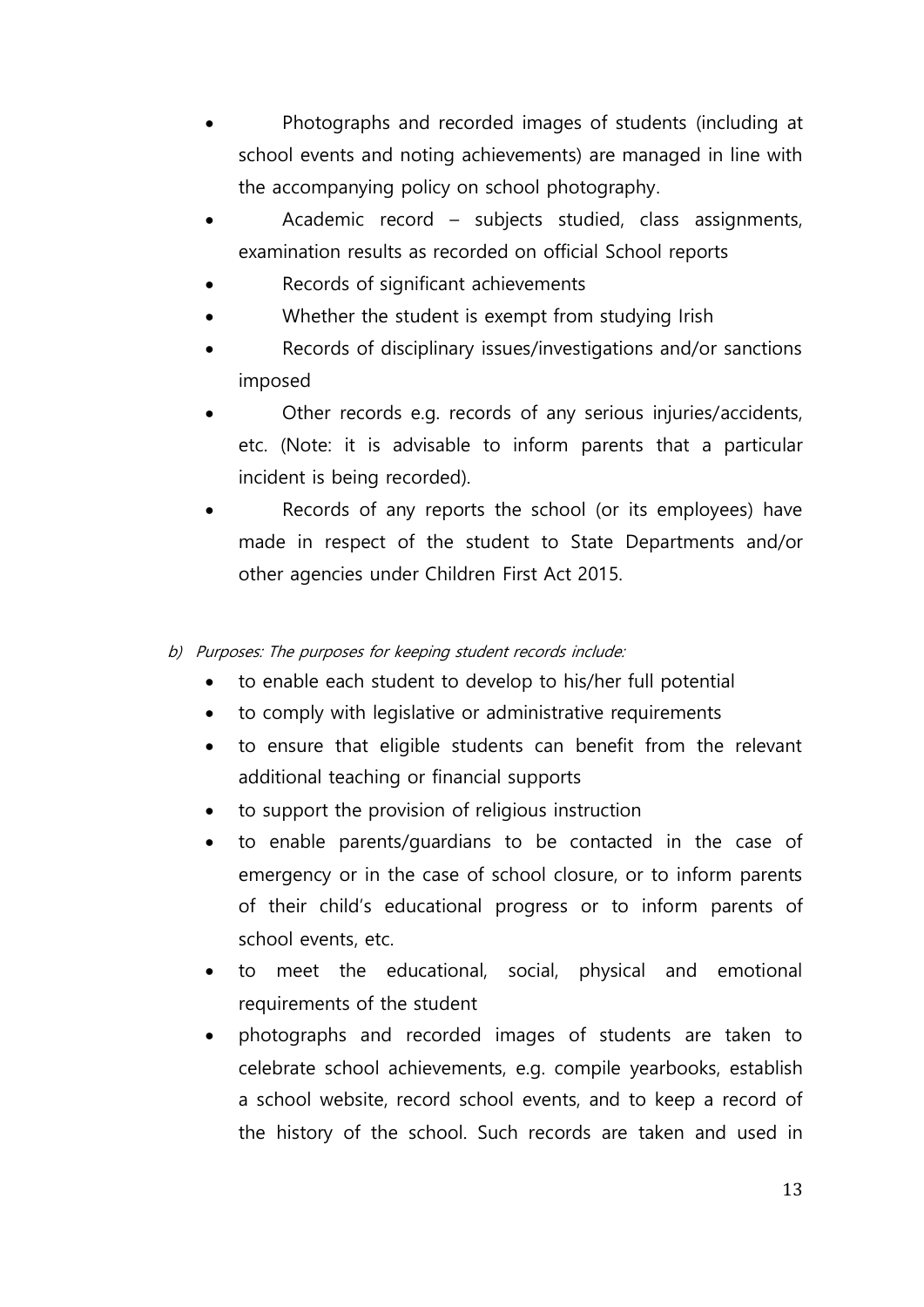- Photographs and recorded images of students (including at school events and noting achievements) are managed in line with the accompanying policy on school photography.
- Academic record – subjects studied, class assignments, examination results as recorded on official School reports
- Records of significant achievements
- Whether the student is exempt from studying Irish
- Records of disciplinary issues/investigations and/or sanctions imposed
- Other records e.g. records of any serious injuries/accidents, etc. (Note: it is advisable to inform parents that a particular incident is being recorded).
- Records of any reports the school (or its employees) have made in respect of the student to State Departments and/or other agencies under Children First Act 2015.

b) *Purposes: The purposes for keeping student records include:*

- to enable each student to develop to his/her full potential
- to comply with legislative or administrative requirements
- to ensure that eligible students can benefit from the relevant additional teaching or financial supports
- to support the provision of religious instruction
- to enable parents/guardians to be contacted in the case of emergency or in the case of school closure, or to inform parents of their child's educational progress or to inform parents of school events, etc.
- to meet the educational, social, physical and emotional requirements of the student
- photographs and recorded images of students are taken to celebrate school achievements, e.g. compile yearbooks, establish a school website, record school events, and to keep a record of the history of the school. Such records are taken and used in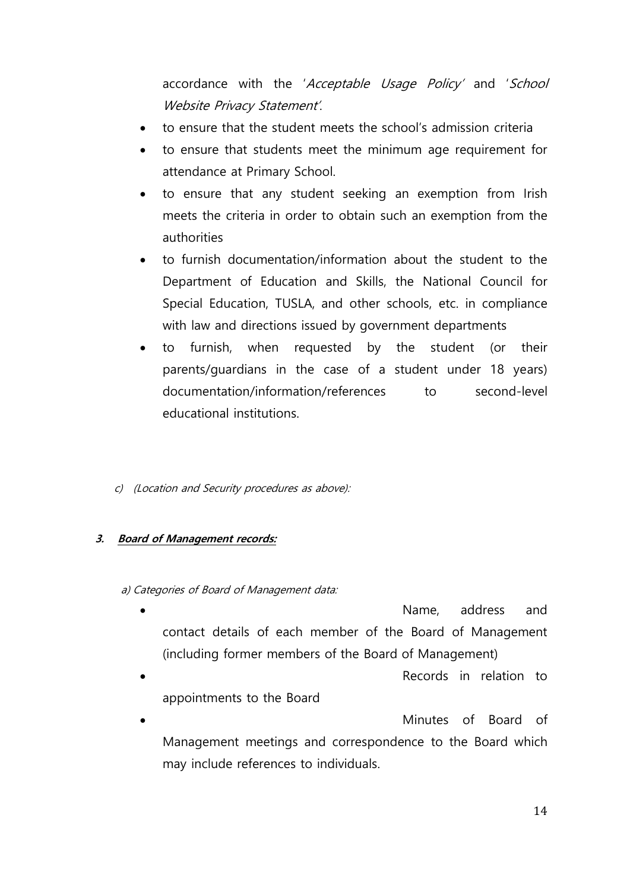accordance with the '*Acceptable Usage Policy*' and '*School Website Privacy Statement*'.

- to ensure that the student meets the school's admission criteria
- to ensure that students meet the minimum age requirement for attendance at Primary School.
- to ensure that any student seeking an exemption from Irish meets the criteria in order to obtain such an exemption from the authorities
- to furnish documentation/information about the student to the Department of Education and Skills, the National Council for Special Education, TUSLA, and other schools, etc. in compliance with law and directions issued by government departments
- to furnish, when requested by the student (or their parents/guardians in the case of a student under 18 years) documentation/information/references to second-level educational institutions.

*c) (Location and Security procedures as above):*

### ***3. Board of Management records:***

*a) Categories of Board of Management data:*

- Name, address and contact details of each member of the Board of Management (including former members of the Board of Management)
- Records in relation to appointments to the Board
- Minutes of Board of Management meetings and correspondence to the Board which may include references to individuals.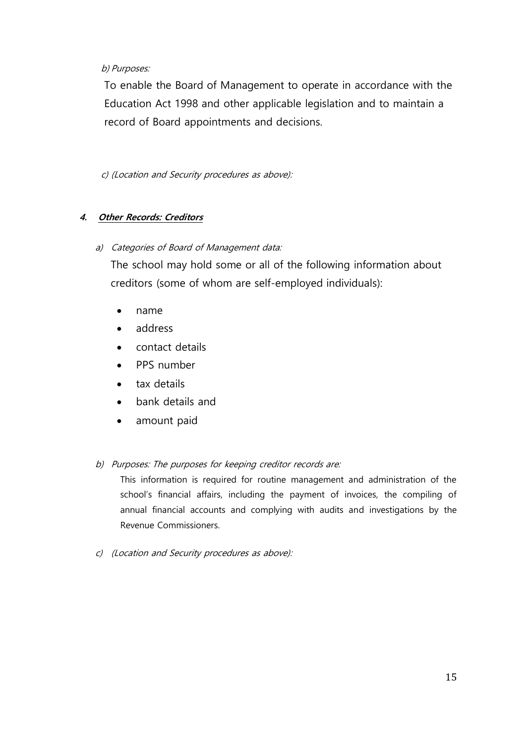*b) Purposes:*

To enable the Board of Management to operate in accordance with the Education Act 1998 and other applicable legislation and to maintain a record of Board appointments and decisions.

*c) (Location and Security procedures as above):*

### 4. ***Other Records: Creditors***

*a) Categories of Board of Management data:*

The school may hold some or all of the following information about creditors (some of whom are self-employed individuals):

- name
- address
- contact details
- PPS number
- tax details
- bank details and
- amount paid

*b) Purposes: The purposes for keeping creditor records are:*

This information is required for routine management and administration of the school's financial affairs, including the payment of invoices, the compiling of annual financial accounts and complying with audits and investigations by the Revenue Commissioners.

*c) (Location and Security procedures as above):*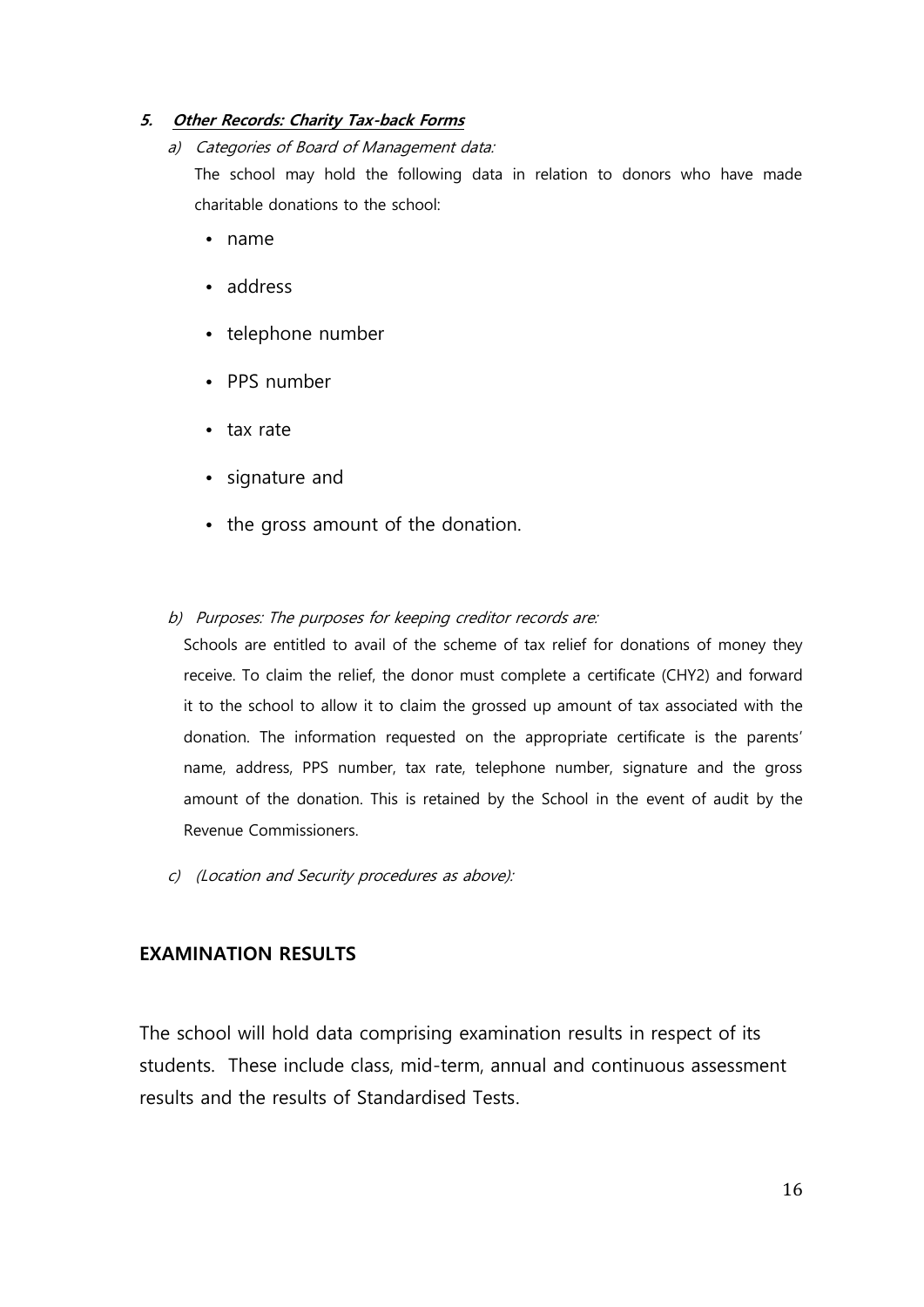**5. *Other Records: Charity Tax-back Forms***

a) *Categories of Board of Management data:*

The school may hold the following data in relation to donors who have made charitable donations to the school:

- name
- address
- telephone number
- PPS number
- tax rate
- signature and
- the gross amount of the donation.

b) *Purposes: The purposes for keeping creditor records are:*

Schools are entitled to avail of the scheme of tax relief for donations of money they receive. To claim the relief, the donor must complete a certificate (CHY2) and forward it to the school to allow it to claim the grossed up amount of tax associated with the donation. The information requested on the appropriate certificate is the parents' name, address, PPS number, tax rate, telephone number, signature and the gross amount of the donation. This is retained by the School in the event of audit by the Revenue Commissioners.

c) *(Location and Security procedures as above):*

## EXAMINATION RESULTS

The school will hold data comprising examination results in respect of its students. These include class, mid-term, annual and continuous assessment results and the results of Standardised Tests.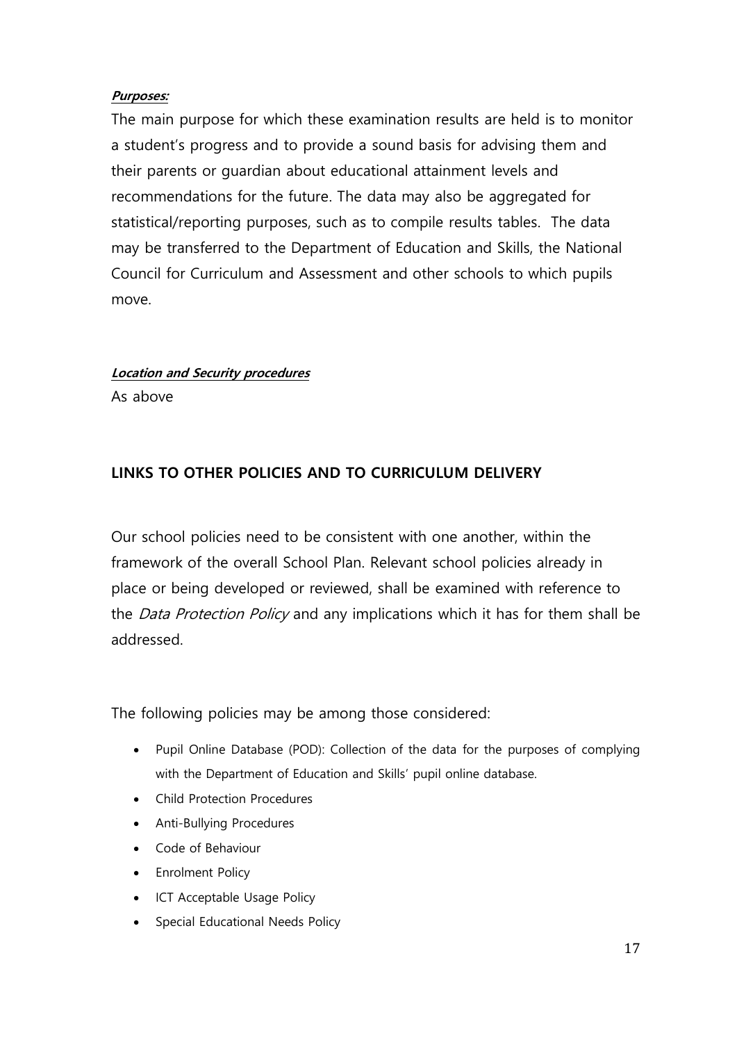***Purposes:***

The main purpose for which these examination results are held is to monitor a student's progress and to provide a sound basis for advising them and their parents or guardian about educational attainment levels and recommendations for the future. The data may also be aggregated for statistical/reporting purposes, such as to compile results tables. The data may be transferred to the Department of Education and Skills, the National Council for Curriculum and Assessment and other schools to which pupils move.

***Location and Security procedures***

As above

**LINKS TO OTHER POLICIES AND TO CURRICULUM DELIVERY**

Our school policies need to be consistent with one another, within the framework of the overall School Plan. Relevant school policies already in place or being developed or reviewed, shall be examined with reference to the *Data Protection Policy* and any implications which it has for them shall be addressed.

The following policies may be among those considered:

- Pupil Online Database (POD): Collection of the data for the purposes of complying with the Department of Education and Skills' pupil online database.
- Child Protection Procedures
- Anti-Bullying Procedures
- Code of Behaviour
- Enrolment Policy
- ICT Acceptable Usage Policy
- Special Educational Needs Policy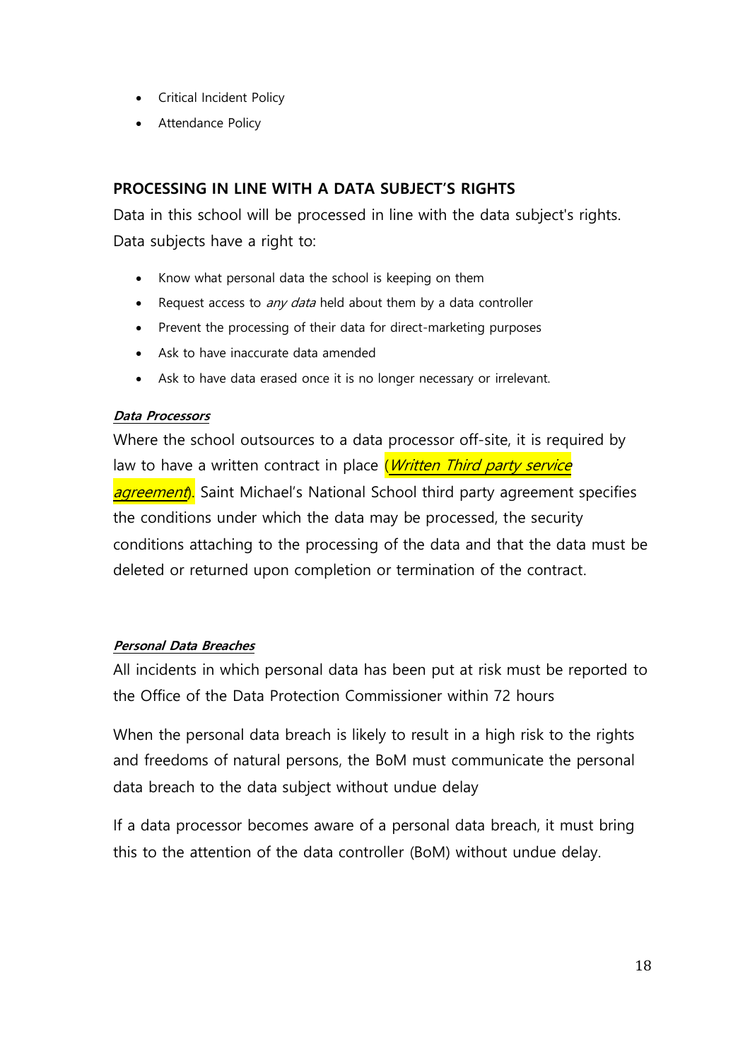- Critical Incident Policy
- Attendance Policy

## PROCESSING IN LINE WITH A DATA SUBJECT'S RIGHTS

Data in this school will be processed in line with the data subject's rights. Data subjects have a right to:

- Know what personal data the school is keeping on them
- Request access to *any data* held about them by a data controller
- Prevent the processing of their data for direct-marketing purposes
- Ask to have inaccurate data amended
- Ask to have data erased once it is no longer necessary or irrelevant.

***Data Processors***

Where the school outsources to a data processor off-site, it is required by law to have a written contract in place (*Written Third party service agreement*). Saint Michael's National School third party agreement specifies the conditions under which the data may be processed, the security conditions attaching to the processing of the data and that the data must be deleted or returned upon completion or termination of the contract.

***Personal Data Breaches***

All incidents in which personal data has been put at risk must be reported to the Office of the Data Protection Commissioner within 72 hours

When the personal data breach is likely to result in a high risk to the rights and freedoms of natural persons, the BoM must communicate the personal data breach to the data subject without undue delay

If a data processor becomes aware of a personal data breach, it must bring this to the attention of the data controller (BoM) without undue delay.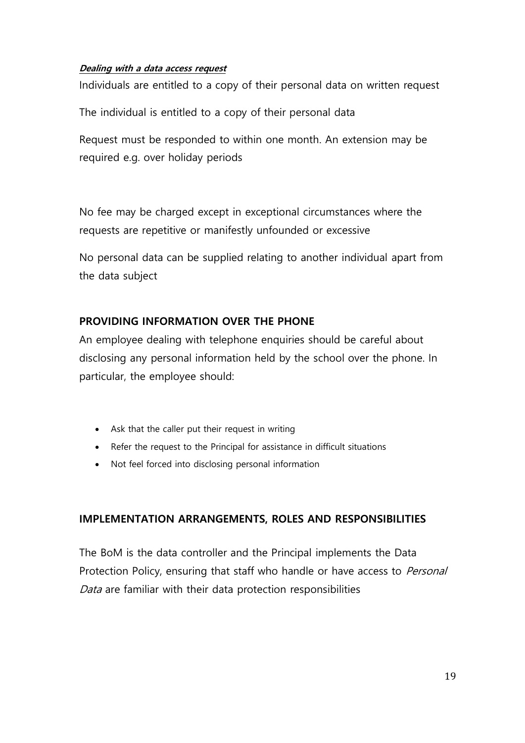***Dealing with a data access request***

Individuals are entitled to a copy of their personal data on written request

The individual is entitled to a copy of their personal data

Request must be responded to within one month. An extension may be required e.g. over holiday periods

No fee may be charged except in exceptional circumstances where the requests are repetitive or manifestly unfounded or excessive

No personal data can be supplied relating to another individual apart from the data subject

## PROVIDING INFORMATION OVER THE PHONE

An employee dealing with telephone enquiries should be careful about disclosing any personal information held by the school over the phone. In particular, the employee should:

- Ask that the caller put their request in writing
- Refer the request to the Principal for assistance in difficult situations
- Not feel forced into disclosing personal information

## IMPLEMENTATION ARRANGEMENTS, ROLES AND RESPONSIBILITIES

The BoM is the data controller and the Principal implements the Data Protection Policy, ensuring that staff who handle or have access to *Personal Data* are familiar with their data protection responsibilities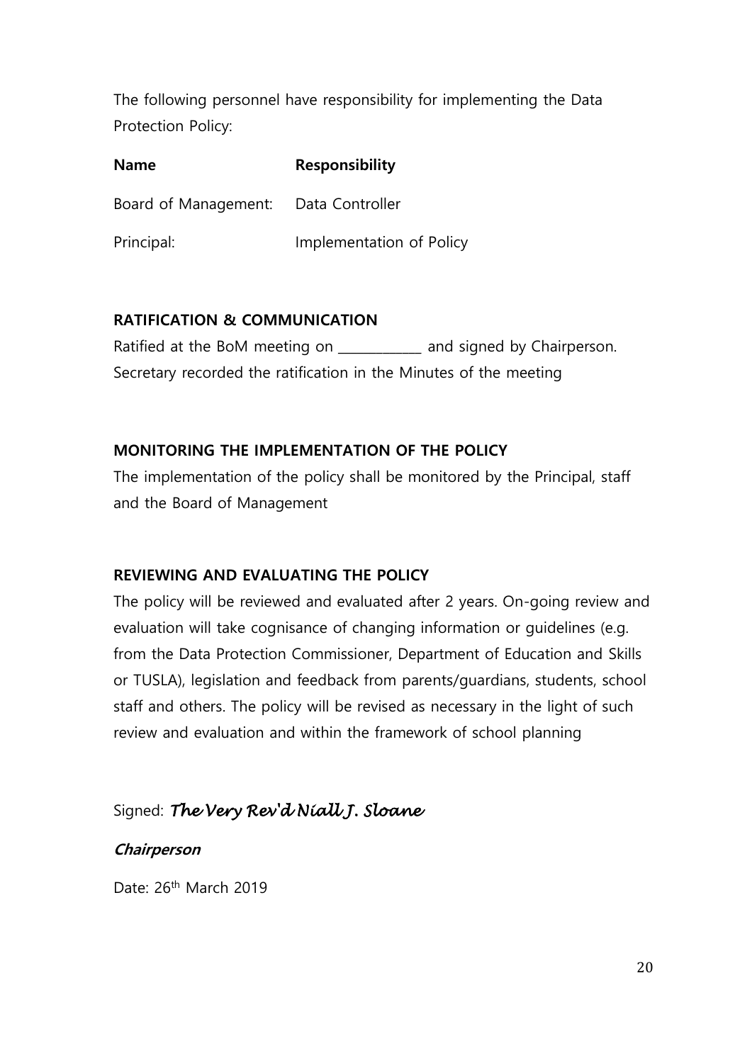The following personnel have responsibility for implementing the Data Protection Policy:

| **Name** | **Responsibility** |
|---|---|
| Board of Management: | Data Controller |
| Principal: | Implementation of Policy |

**RATIFICATION & COMMUNICATION**

Ratified at the BoM meeting on ___________ and signed by Chairperson. Secretary recorded the ratification in the Minutes of the meeting

**MONITORING THE IMPLEMENTATION OF THE POLICY**

The implementation of the policy shall be monitored by the Principal, staff and the Board of Management

**REVIEWING AND EVALUATING THE POLICY**

The policy will be reviewed and evaluated after 2 years. On-going review and evaluation will take cognisance of changing information or guidelines (e.g. from the Data Protection Commissioner, Department of Education and Skills or TUSLA), legislation and feedback from parents/guardians, students, school staff and others. The policy will be revised as necessary in the light of such review and evaluation and within the framework of school planning

Signed: *The Very Rev'd Niall J. Sloane*

***Chairperson***

Date: 26th March 2019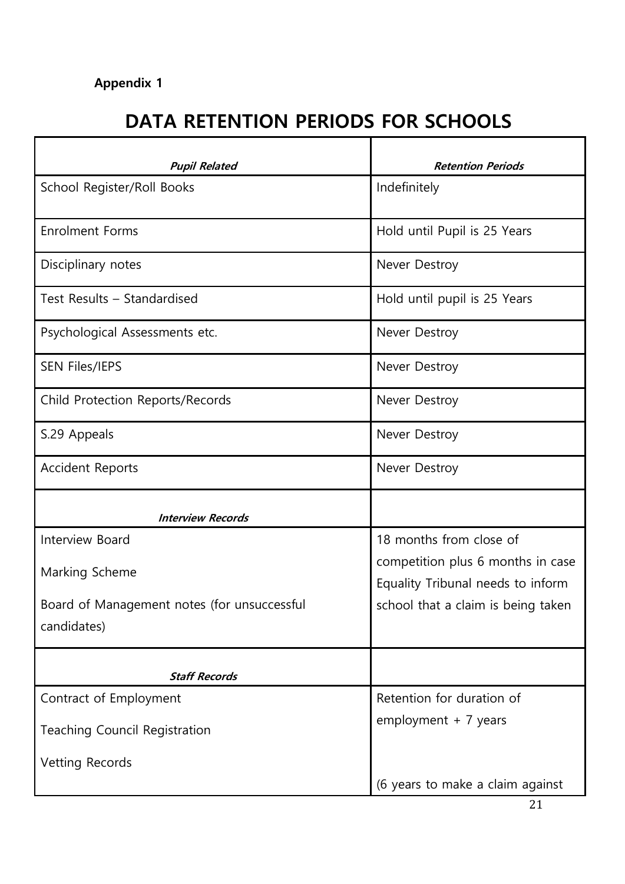**Appendix 1**

# DATA RETENTION PERIODS FOR SCHOOLS

| ***Pupil Related*** | ***Retention Periods*** |
|---|---|
| School Register/Roll Books | Indefinitely |
| Enrolment Forms | Hold until Pupil is 25 Years |
| Disciplinary notes | Never Destroy |
| Test Results – Standardised | Hold until pupil is 25 Years |
| Psychological Assessments etc. | Never Destroy |
| SEN Files/IEPS | Never Destroy |
| Child Protection Reports/Records | Never Destroy |
| S.29 Appeals | Never Destroy |
| Accident Reports | Never Destroy |
| ***Interview Records*** | |
| Interview Board<br><br>Marking Scheme<br><br>Board of Management notes (for unsuccessful candidates) | 18 months from close of competition plus 6 months in case Equality Tribunal needs to inform school that a claim is being taken |
| ***Staff Records*** | |
| Contract of Employment<br><br>Teaching Council Registration<br><br>Vetting Records | Retention for duration of employment + 7 years<br><br>(6 years to make a claim against |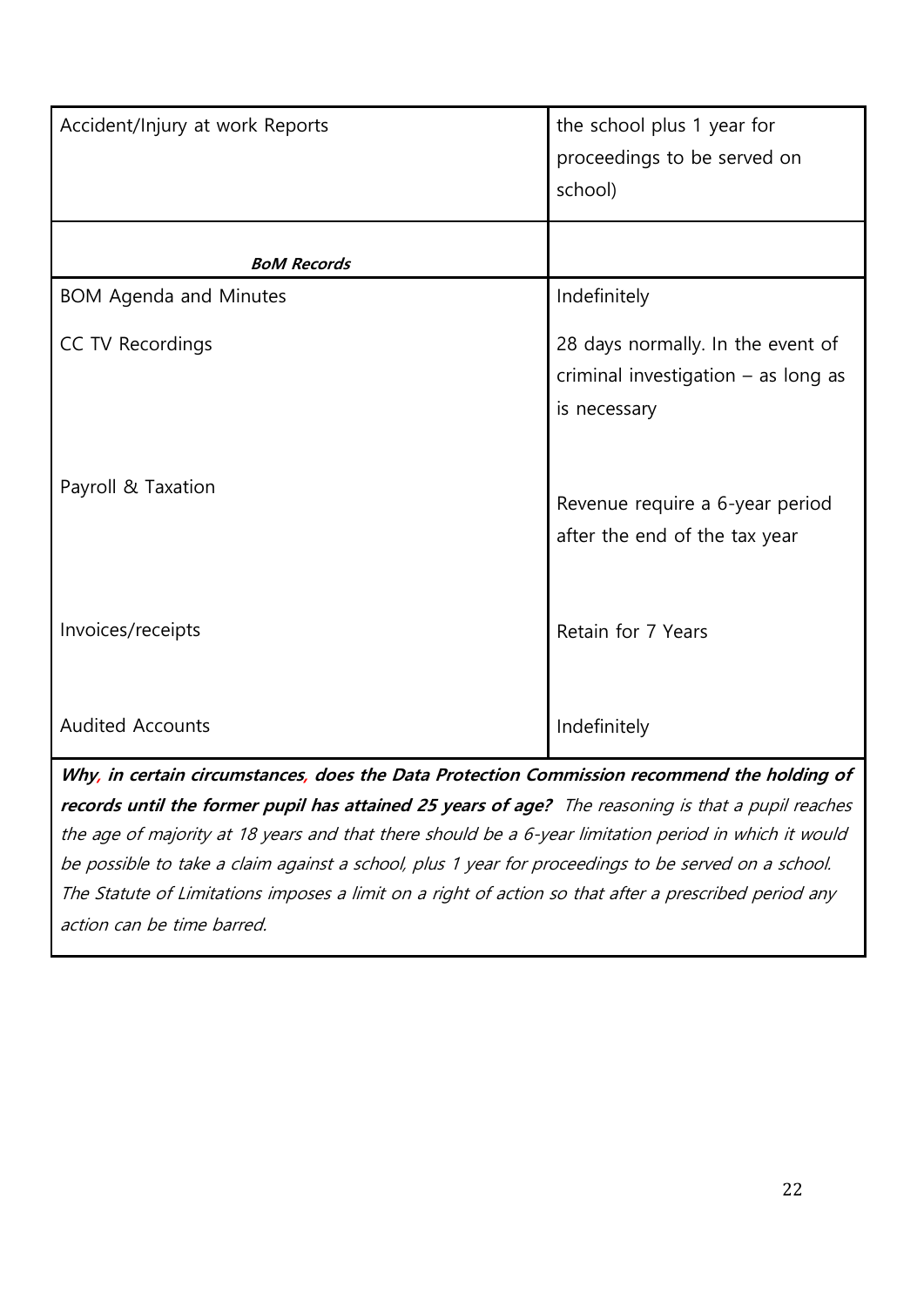| | |
|---|---|
| Accident/Injury at work Reports | the school plus 1 year for proceedings to be served on school) |
| ***BoM Records*** | |
| BOM Agenda and Minutes | Indefinitely |
| CC TV Recordings | 28 days normally. In the event of criminal investigation – as long as is necessary |
| Payroll & Taxation | Revenue require a 6-year period after the end of the tax year |
| Invoices/receipts | Retain for 7 Years |
| Audited Accounts | Indefinitely |

***Why, in certain circumstances, does the Data Protection Commission recommend the holding of records until the former pupil has attained 25 years of age?*** *The reasoning is that a pupil reaches the age of majority at 18 years and that there should be a 6-year limitation period in which it would be possible to take a claim against a school, plus 1 year for proceedings to be served on a school. The Statute of Limitations imposes a limit on a right of action so that after a prescribed period any action can be time barred.*